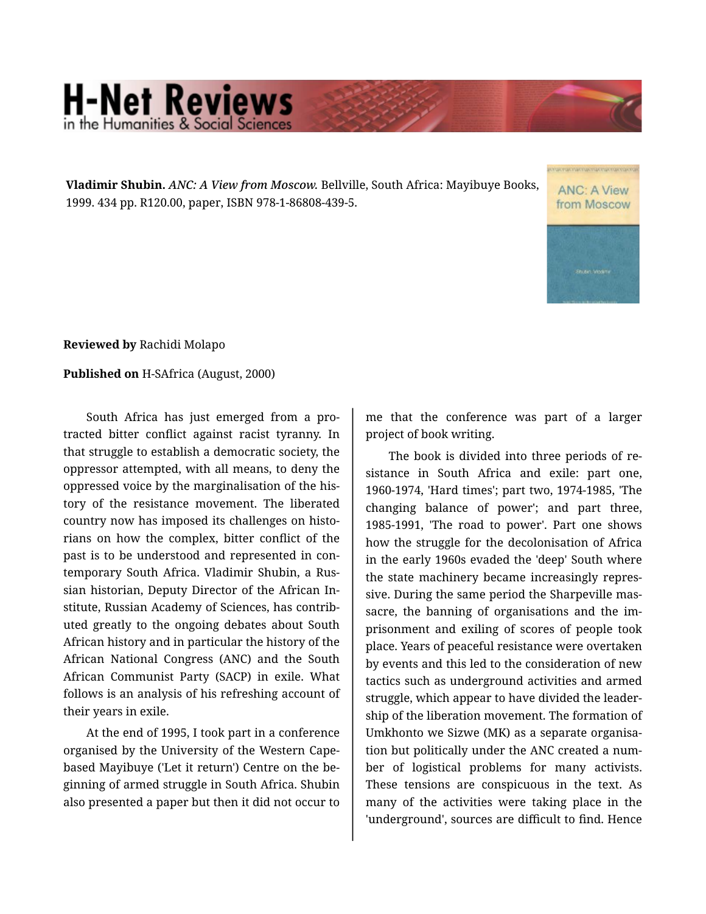**Vladimir Shubin.** *ANC: A View from Moscow.* Bellville, South Africa: Mayibuye Books, 1999. 434 pp. R120.00, paper, ISBN 978-1-86808-439-5.

**Reviewed by** Rachidi Molapo

**Published on** H-SAfrica (August, 2000)

South Africa has just emerged from a protracted bitter conflict against racist tyranny. In that struggle to establish a democratic society, the oppressor attempted, with all means, to deny the oppressed voice by the marginalisation of the history of the resistance movement. The liberated country now has imposed its challenges on historians on how the complex, bitter conflict of the past is to be understood and represented in contemporary South Africa. Vladimir Shubin, a Russian historian, Deputy Director of the African Institute, Russian Academy of Sciences, has contributed greatly to the ongoing debates about South African history and in particular the history of the African National Congress (ANC) and the South African Communist Party (SACP) in exile. What follows is an analysis of his refreshing account of their years in exile.

At the end of 1995, I took part in a conference organised by the University of the Western Cape-based Mayibuye ('Let it return') Centre on the beginning of armed struggle in South Africa. Shubin also presented a paper but then it did not occur to me that the conference was part of a larger project of book writing.

The book is divided into three periods of resistance in South Africa and exile: part one, 1960-1974, 'Hard times'; part two, 1974-1985, 'The changing balance of power'; and part three, 1985-1991, 'The road to power'. Part one shows how the struggle for the decolonisation of Africa in the early 1960s evaded the 'deep' South where the state machinery became increasingly repressive. During the same period the Sharpeville massacre, the banning of organisations and the imprisonment and exiling of scores of people took place. Years of peaceful resistance were overtaken by events and this led to the consideration of new tactics such as underground activities and armed struggle, which appear to have divided the leadership of the liberation movement. The formation of Umkhonto we Sizwe (MK) as a separate organisation but politically under the ANC created a number of logistical problems for many activists. These tensions are conspicuous in the text. As many of the activities were taking place in the 'underground', sources are difficult to find. Hence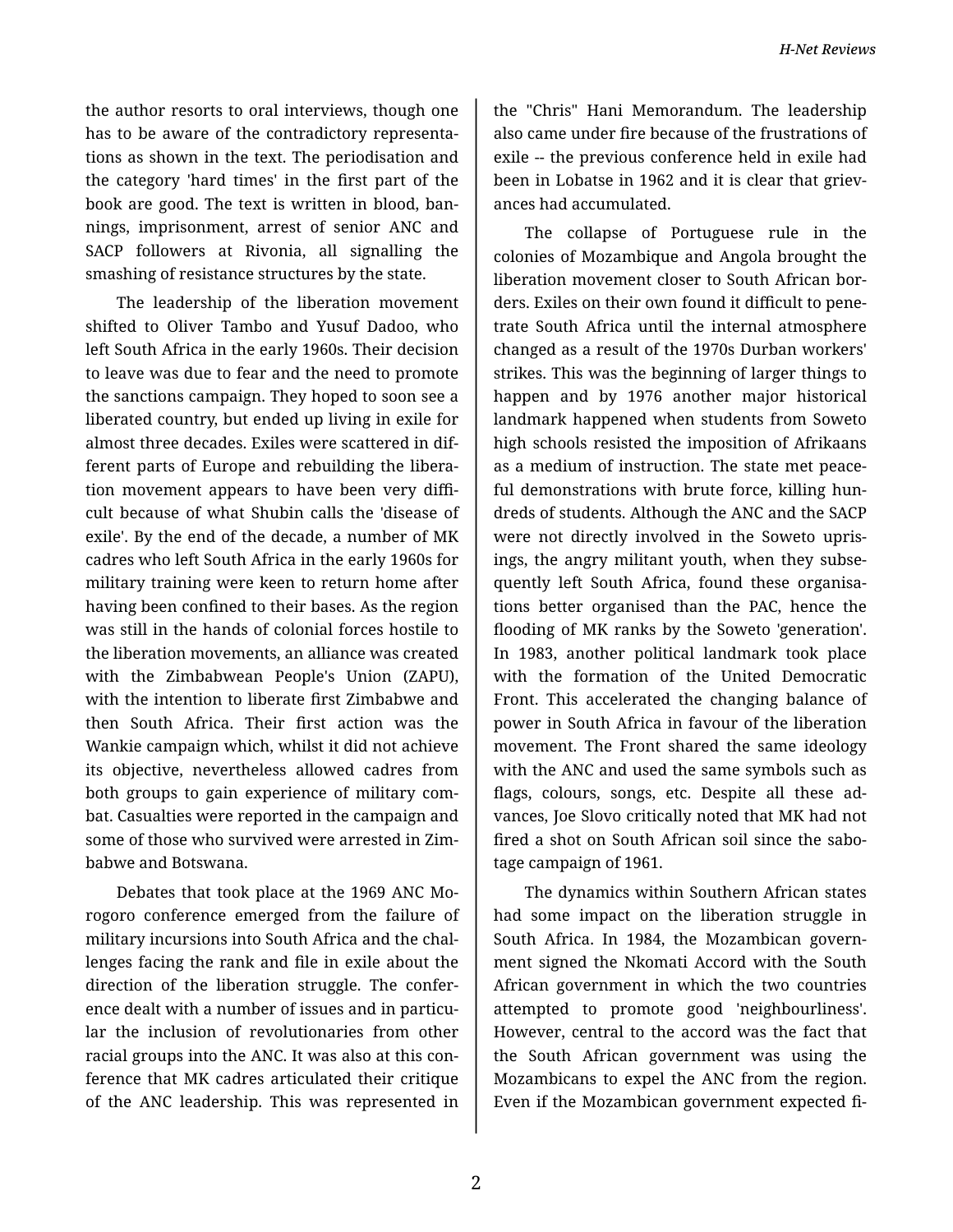the author resorts to oral interviews, though one has to be aware of the contradictory representations as shown in the text. The periodisation and the category 'hard times' in the first part of the book are good. The text is written in blood, bannings, imprisonment, arrest of senior ANC and SACP followers at Rivonia, all signalling the smashing of resistance structures by the state.

The leadership of the liberation movement shifted to Oliver Tambo and Yusuf Dadoo, who left South Africa in the early 1960s. Their decision to leave was due to fear and the need to promote the sanctions campaign. They hoped to soon see a liberated country, but ended up living in exile for almost three decades. Exiles were scattered in different parts of Europe and rebuilding the liberation movement appears to have been very difficult because of what Shubin calls the 'disease of exile'. By the end of the decade, a number of MK cadres who left South Africa in the early 1960s for military training were keen to return home after having been confined to their bases. As the region was still in the hands of colonial forces hostile to the liberation movements, an alliance was created with the Zimbabwean People's Union (ZAPU), with the intention to liberate first Zimbabwe and then South Africa. Their first action was the Wankie campaign which, whilst it did not achieve its objective, nevertheless allowed cadres from both groups to gain experience of military combat. Casualties were reported in the campaign and some of those who survived were arrested in Zimbabwe and Botswana.

Debates that took place at the 1969 ANC Morogoro conference emerged from the failure of military incursions into South Africa and the challenges facing the rank and file in exile about the direction of the liberation struggle. The conference dealt with a number of issues and in particular the inclusion of revolutionaries from other racial groups into the ANC. It was also at this conference that MK cadres articulated their critique of the ANC leadership. This was represented in the "Chris" Hani Memorandum. The leadership also came under fire because of the frustrations of exile -- the previous conference held in exile had been in Lobatse in 1962 and it is clear that grievances had accumulated.

The collapse of Portuguese rule in the colonies of Mozambique and Angola brought the liberation movement closer to South African borders. Exiles on their own found it difficult to penetrate South Africa until the internal atmosphere changed as a result of the 1970s Durban workers' strikes. This was the beginning of larger things to happen and by 1976 another major historical landmark happened when students from Soweto high schools resisted the imposition of Afrikaans as a medium of instruction. The state met peaceful demonstrations with brute force, killing hundreds of students. Although the ANC and the SACP were not directly involved in the Soweto uprisings, the angry militant youth, when they subsequently left South Africa, found these organisations better organised than the PAC, hence the flooding of MK ranks by the Soweto 'generation'. In 1983, another political landmark took place with the formation of the United Democratic Front. This accelerated the changing balance of power in South Africa in favour of the liberation movement. The Front shared the same ideology with the ANC and used the same symbols such as flags, colours, songs, etc. Despite all these advances, Joe Slovo critically noted that MK had not fired a shot on South African soil since the sabotage campaign of 1961.

The dynamics within Southern African states had some impact on the liberation struggle in South Africa. In 1984, the Mozambican government signed the Nkomati Accord with the South African government in which the two countries attempted to promote good 'neighbourliness'. However, central to the accord was the fact that the South African government was using the Mozambicans to expel the ANC from the region. Even if the Mozambican government expected fi-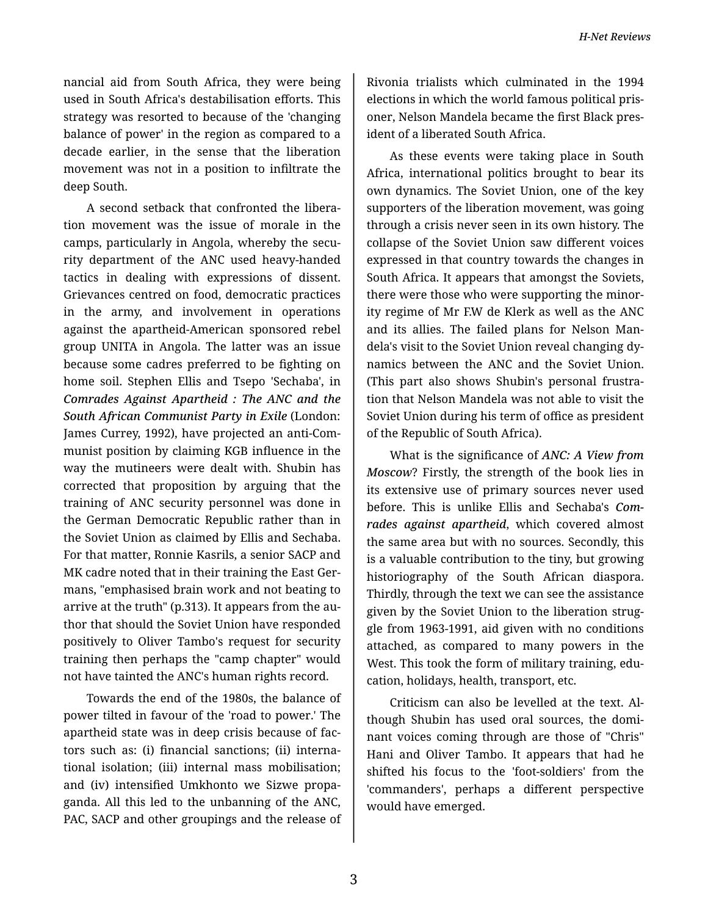nancial aid from South Africa, they were being used in South Africa's destabilisation efforts. This strategy was resorted to because of the 'changing balance of power' in the region as compared to a decade earlier, in the sense that the liberation movement was not in a position to infiltrate the deep South.

A second setback that confronted the liberation movement was the issue of morale in the camps, particularly in Angola, whereby the security department of the ANC used heavy-handed tactics in dealing with expressions of dissent. Grievances centred on food, democratic practices in the army, and involvement in operations against the apartheid-American sponsored rebel group UNITA in Angola. The latter was an issue because some cadres preferred to be fighting on home soil. Stephen Ellis and Tsepo 'Sechaba', in ***Comrades Against Apartheid : The ANC and the South African Communist Party in Exile*** (London: James Currey, 1992), have projected an anti-Communist position by claiming KGB influence in the way the mutineers were dealt with. Shubin has corrected that proposition by arguing that the training of ANC security personnel was done in the German Democratic Republic rather than in the Soviet Union as claimed by Ellis and Sechaba. For that matter, Ronnie Kasrils, a senior SACP and MK cadre noted that in their training the East Germans, "emphasised brain work and not beating to arrive at the truth" (p.313). It appears from the author that should the Soviet Union have responded positively to Oliver Tambo's request for security training then perhaps the "camp chapter" would not have tainted the ANC's human rights record.

Towards the end of the 1980s, the balance of power tilted in favour of the 'road to power.' The apartheid state was in deep crisis because of factors such as: (i) financial sanctions; (ii) international isolation; (iii) internal mass mobilisation; and (iv) intensified Umkhonto we Sizwe propaganda. All this led to the unbanning of the ANC, PAC, SACP and other groupings and the release of Rivonia trialists which culminated in the 1994 elections in which the world famous political prisoner, Nelson Mandela became the first Black president of a liberated South Africa.

As these events were taking place in South Africa, international politics brought to bear its own dynamics. The Soviet Union, one of the key supporters of the liberation movement, was going through a crisis never seen in its own history. The collapse of the Soviet Union saw different voices expressed in that country towards the changes in South Africa. It appears that amongst the Soviets, there were those who were supporting the minority regime of Mr F.W de Klerk as well as the ANC and its allies. The failed plans for Nelson Mandela's visit to the Soviet Union reveal changing dynamics between the ANC and the Soviet Union. (This part also shows Shubin's personal frustration that Nelson Mandela was not able to visit the Soviet Union during his term of office as president of the Republic of South Africa).

What is the significance of ***ANC: A View from Moscow***? Firstly, the strength of the book lies in its extensive use of primary sources never used before. This is unlike Ellis and Sechaba's ***Comrades against apartheid***, which covered almost the same area but with no sources. Secondly, this is a valuable contribution to the tiny, but growing historiography of the South African diaspora. Thirdly, through the text we can see the assistance given by the Soviet Union to the liberation struggle from 1963-1991, aid given with no conditions attached, as compared to many powers in the West. This took the form of military training, education, holidays, health, transport, etc.

Criticism can also be levelled at the text. Although Shubin has used oral sources, the dominant voices coming through are those of "Chris" Hani and Oliver Tambo. It appears that had he shifted his focus to the 'foot-soldiers' from the 'commanders', perhaps a different perspective would have emerged.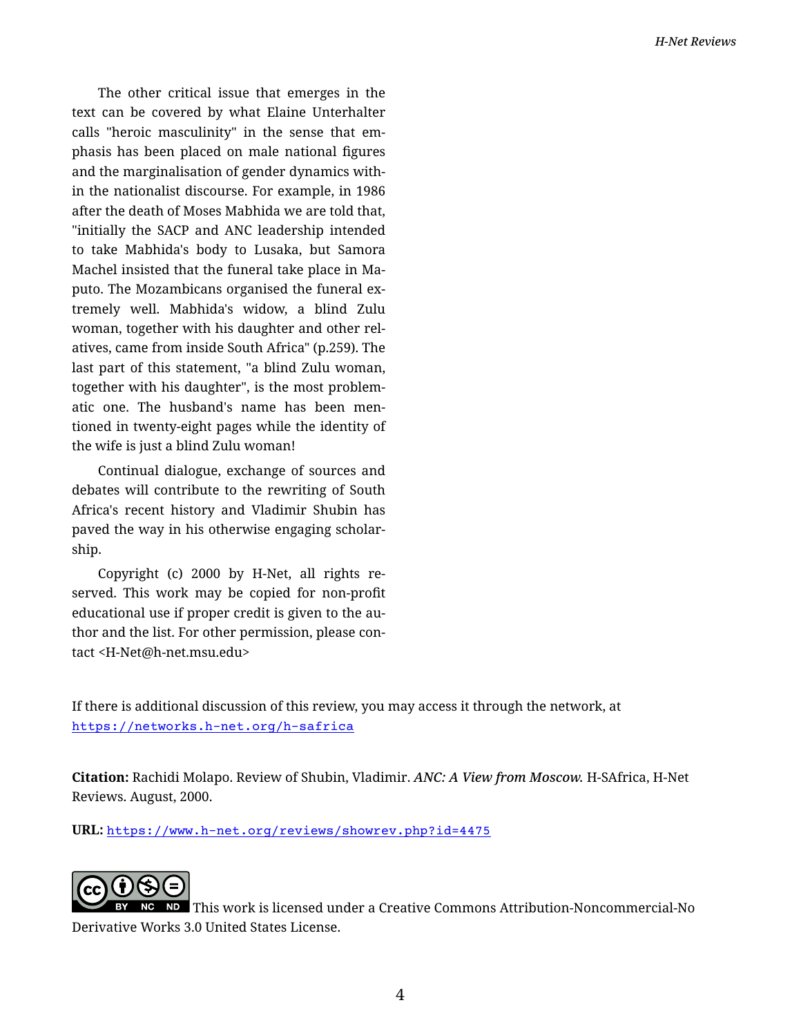The other critical issue that emerges in the text can be covered by what Elaine Unterhalter calls "heroic masculinity" in the sense that emphasis has been placed on male national figures and the marginalisation of gender dynamics within the nationalist discourse. For example, in 1986 after the death of Moses Mabhida we are told that, "initially the SACP and ANC leadership intended to take Mabhida's body to Lusaka, but Samora Machel insisted that the funeral take place in Maputo. The Mozambicans organised the funeral extremely well. Mabhida's widow, a blind Zulu woman, together with his daughter and other relatives, came from inside South Africa" (p.259). The last part of this statement, "a blind Zulu woman, together with his daughter", is the most problematic one. The husband's name has been mentioned in twenty-eight pages while the identity of the wife is just a blind Zulu woman!

Continual dialogue, exchange of sources and debates will contribute to the rewriting of South Africa's recent history and Vladimir Shubin has paved the way in his otherwise engaging scholarship.

Copyright (c) 2000 by H-Net, all rights reserved. This work may be copied for non-profit educational use if proper credit is given to the author and the list. For other permission, please contact <H-Net@h-net.msu.edu>

If there is additional discussion of this review, you may access it through the network, at https://networks.h-net.org/h-safrica

**Citation:** Rachidi Molapo. Review of Shubin, Vladimir. *ANC: A View from Moscow.* H-SAfrica, H-Net Reviews. August, 2000.

**URL:** https://www.h-net.org/reviews/showrev.php?id=4475

This work is licensed under a Creative Commons Attribution-Noncommercial-No Derivative Works 3.0 United States License.